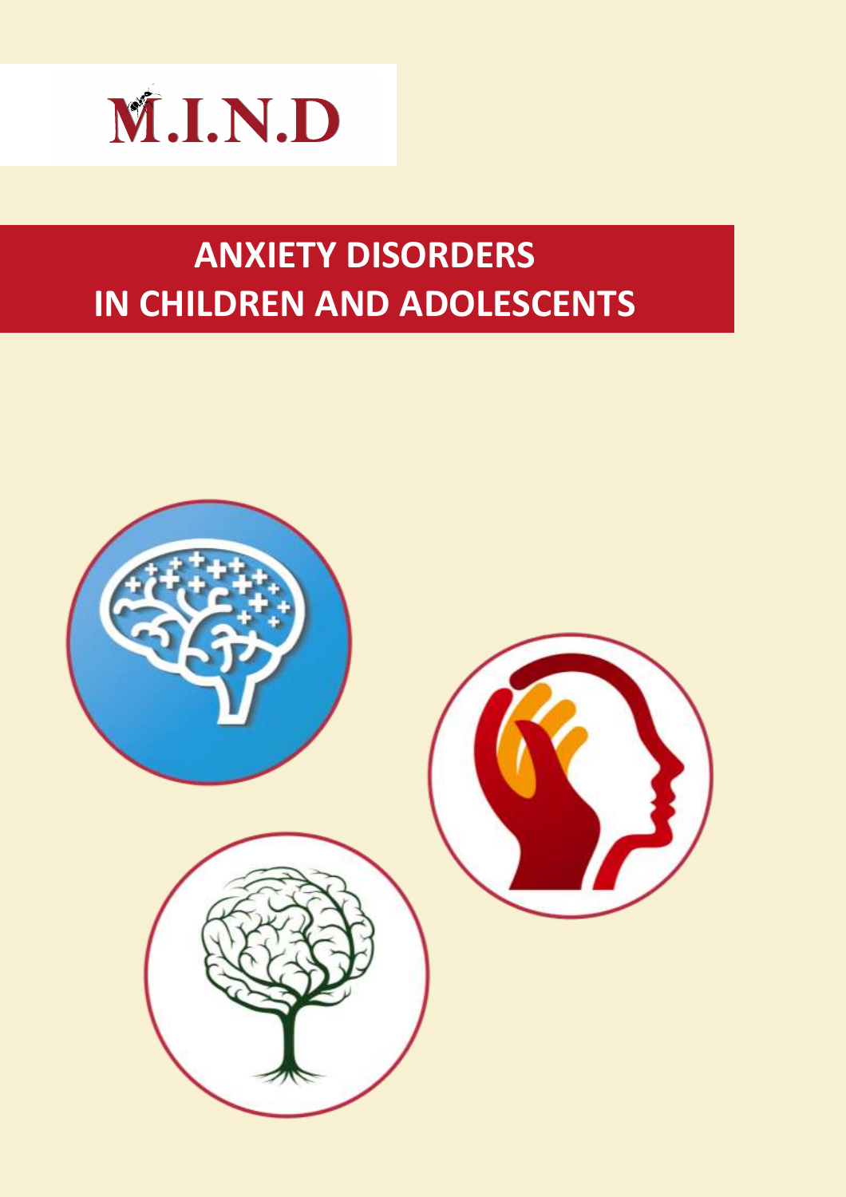M.I.N.D

# ANXIETY DISORDERS IN CHILDREN AND ADOLESCENTS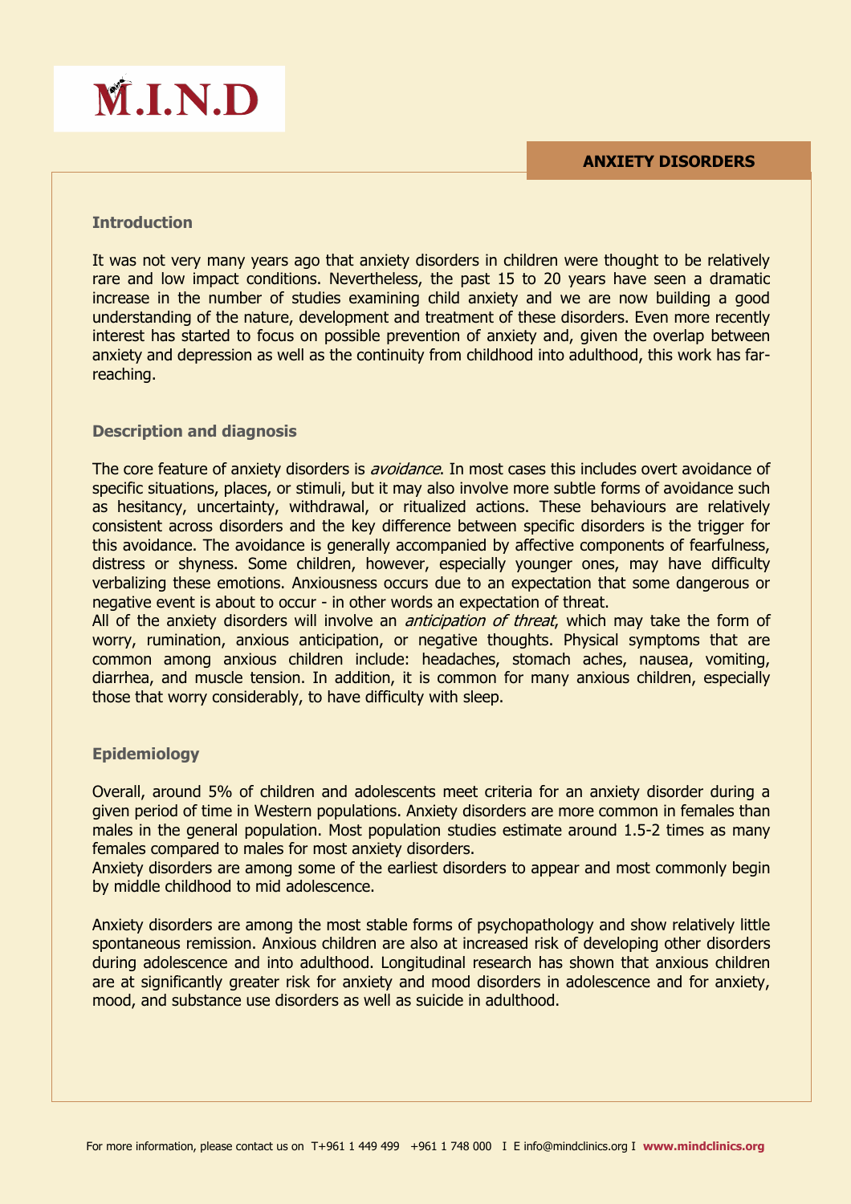# M.I.N.D

## ANXIETY DISORDERS

### Introduction

It was not very many years ago that anxiety disorders in children were thought to be relatively rare and low impact conditions. Nevertheless, the past 15 to 20 years have seen a dramatic increase in the number of studies examining child anxiety and we are now building a good understanding of the nature, development and treatment of these disorders. Even more recently interest has started to focus on possible prevention of anxiety and, given the overlap between anxiety and depression as well as the continuity from childhood into adulthood, this work has far-reaching.

### Description and diagnosis

The core feature of anxiety disorders is *avoidance*. In most cases this includes overt avoidance of specific situations, places, or stimuli, but it may also involve more subtle forms of avoidance such as hesitancy, uncertainty, withdrawal, or ritualized actions. These behaviours are relatively consistent across disorders and the key difference between specific disorders is the trigger for this avoidance. The avoidance is generally accompanied by affective components of fearfulness, distress or shyness. Some children, however, especially younger ones, may have difficulty verbalizing these emotions. Anxiousness occurs due to an expectation that some dangerous or negative event is about to occur - in other words an expectation of threat.

All of the anxiety disorders will involve an *anticipation of threat*, which may take the form of worry, rumination, anxious anticipation, or negative thoughts. Physical symptoms that are common among anxious children include: headaches, stomach aches, nausea, vomiting, diarrhea, and muscle tension. In addition, it is common for many anxious children, especially those that worry considerably, to have difficulty with sleep.

### Epidemiology

Overall, around 5% of children and adolescents meet criteria for an anxiety disorder during a given period of time in Western populations. Anxiety disorders are more common in females than males in the general population. Most population studies estimate around 1.5-2 times as many females compared to males for most anxiety disorders.

Anxiety disorders are among some of the earliest disorders to appear and most commonly begin by middle childhood to mid adolescence.

Anxiety disorders are among the most stable forms of psychopathology and show relatively little spontaneous remission. Anxious children are also at increased risk of developing other disorders during adolescence and into adulthood. Longitudinal research has shown that anxious children are at significantly greater risk for anxiety and mood disorders in adolescence and for anxiety, mood, and substance use disorders as well as suicide in adulthood.

For more information, please contact us on T+961 1 449 499 +961 1 748 000 I E info@mindclinics.org I **www.mindclinics.org**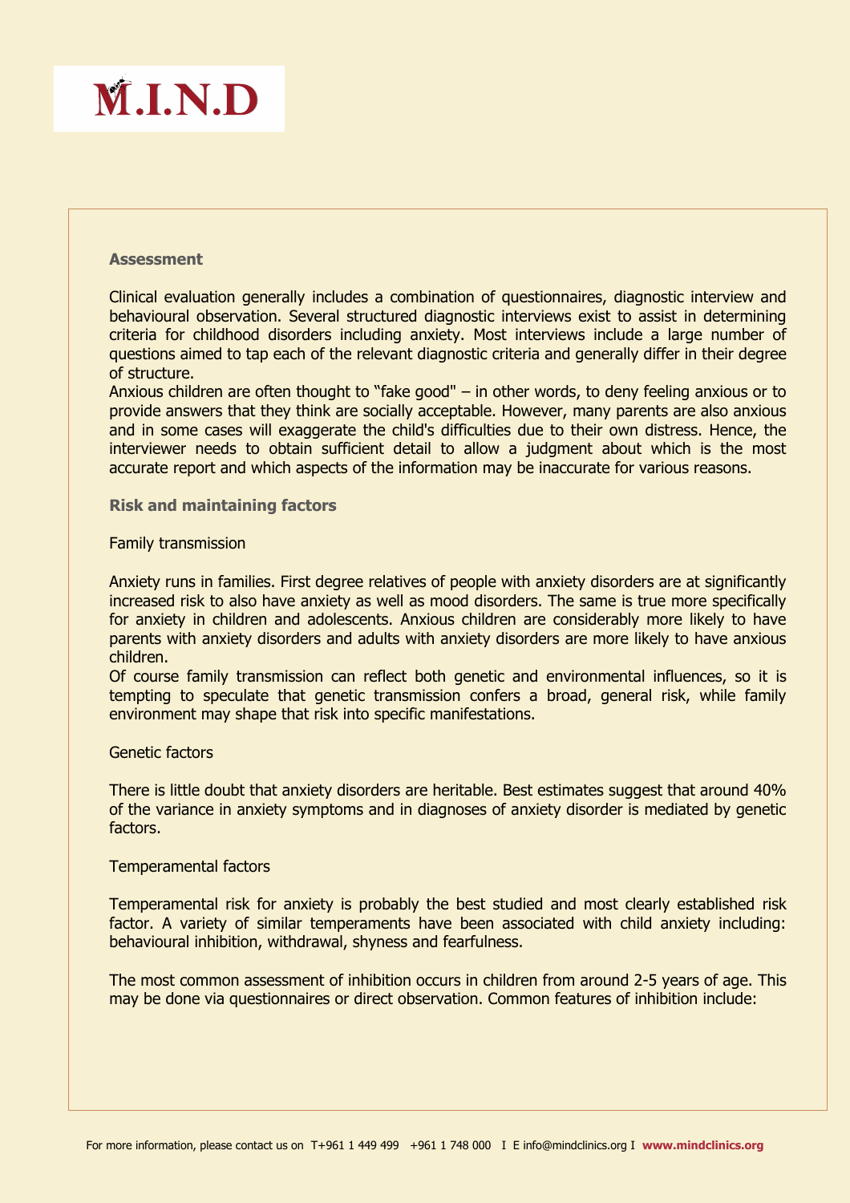## Assessment

Clinical evaluation generally includes a combination of questionnaires, diagnostic interview and behavioural observation. Several structured diagnostic interviews exist to assist in determining criteria for childhood disorders including anxiety. Most interviews include a large number of questions aimed to tap each of the relevant diagnostic criteria and generally differ in their degree of structure.

Anxious children are often thought to "fake good" – in other words, to deny feeling anxious or to provide answers that they think are socially acceptable. However, many parents are also anxious and in some cases will exaggerate the child's difficulties due to their own distress. Hence, the interviewer needs to obtain sufficient detail to allow a judgment about which is the most accurate report and which aspects of the information may be inaccurate for various reasons.

## Risk and maintaining factors

### Family transmission

Anxiety runs in families. First degree relatives of people with anxiety disorders are at significantly increased risk to also have anxiety as well as mood disorders. The same is true more specifically for anxiety in children and adolescents. Anxious children are considerably more likely to have parents with anxiety disorders and adults with anxiety disorders are more likely to have anxious children.

Of course family transmission can reflect both genetic and environmental influences, so it is tempting to speculate that genetic transmission confers a broad, general risk, while family environment may shape that risk into specific manifestations.

### Genetic factors

There is little doubt that anxiety disorders are heritable. Best estimates suggest that around 40% of the variance in anxiety symptoms and in diagnoses of anxiety disorder is mediated by genetic factors.

### Temperamental factors

Temperamental risk for anxiety is probably the best studied and most clearly established risk factor. A variety of similar temperaments have been associated with child anxiety including: behavioural inhibition, withdrawal, shyness and fearfulness.

The most common assessment of inhibition occurs in children from around 2-5 years of age. This may be done via questionnaires or direct observation. Common features of inhibition include: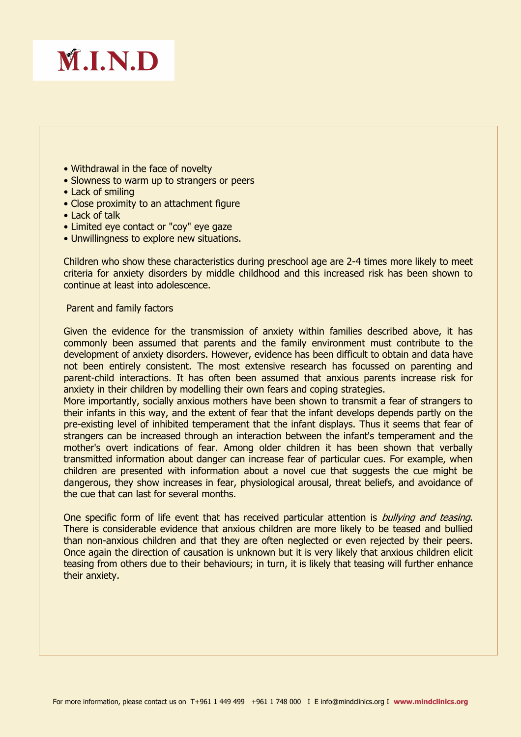- Withdrawal in the face of novelty
- Slowness to warm up to strangers or peers
- Lack of smiling
- Close proximity to an attachment figure
- Lack of talk
- Limited eye contact or "coy" eye gaze
- Unwillingness to explore new situations.

Children who show these characteristics during preschool age are 2-4 times more likely to meet criteria for anxiety disorders by middle childhood and this increased risk has been shown to continue at least into adolescence.

Parent and family factors

Given the evidence for the transmission of anxiety within families described above, it has commonly been assumed that parents and the family environment must contribute to the development of anxiety disorders. However, evidence has been difficult to obtain and data have not been entirely consistent. The most extensive research has focussed on parenting and parent-child interactions. It has often been assumed that anxious parents increase risk for anxiety in their children by modelling their own fears and coping strategies.
More importantly, socially anxious mothers have been shown to transmit a fear of strangers to their infants in this way, and the extent of fear that the infant develops depends partly on the pre-existing level of inhibited temperament that the infant displays. Thus it seems that fear of strangers can be increased through an interaction between the infant's temperament and the mother's overt indications of fear. Among older children it has been shown that verbally transmitted information about danger can increase fear of particular cues. For example, when children are presented with information about a novel cue that suggests the cue might be dangerous, they show increases in fear, physiological arousal, threat beliefs, and avoidance of the cue that can last for several months.

One specific form of life event that has received particular attention is *bullying and teasing*. There is considerable evidence that anxious children are more likely to be teased and bullied than non-anxious children and that they are often neglected or even rejected by their peers. Once again the direction of causation is unknown but it is very likely that anxious children elicit teasing from others due to their behaviours; in turn, it is likely that teasing will further enhance their anxiety.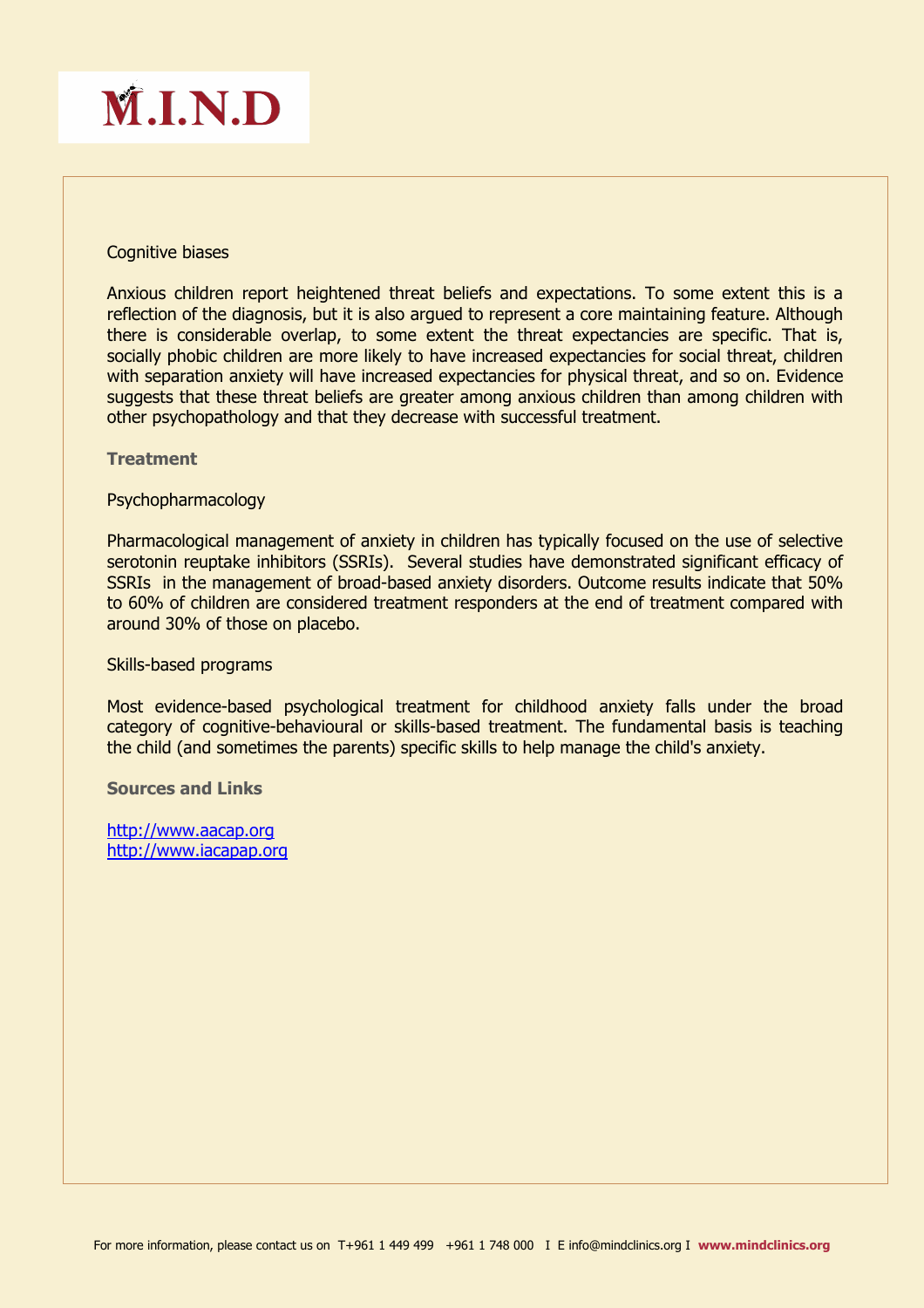Cognitive biases

Anxious children report heightened threat beliefs and expectations. To some extent this is a reflection of the diagnosis, but it is also argued to represent a core maintaining feature. Although there is considerable overlap, to some extent the threat expectancies are specific. That is, socially phobic children are more likely to have increased expectancies for social threat, children with separation anxiety will have increased expectancies for physical threat, and so on. Evidence suggests that these threat beliefs are greater among anxious children than among children with other psychopathology and that they decrease with successful treatment.

## Treatment

Psychopharmacology

Pharmacological management of anxiety in children has typically focused on the use of selective serotonin reuptake inhibitors (SSRIs). Several studies have demonstrated significant efficacy of SSRIs in the management of broad-based anxiety disorders. Outcome results indicate that 50% to 60% of children are considered treatment responders at the end of treatment compared with around 30% of those on placebo.

Skills-based programs

Most evidence-based psychological treatment for childhood anxiety falls under the broad category of cognitive-behavioural or skills-based treatment. The fundamental basis is teaching the child (and sometimes the parents) specific skills to help manage the child's anxiety.

## Sources and Links

http://www.aacap.org
http://www.iacapap.org